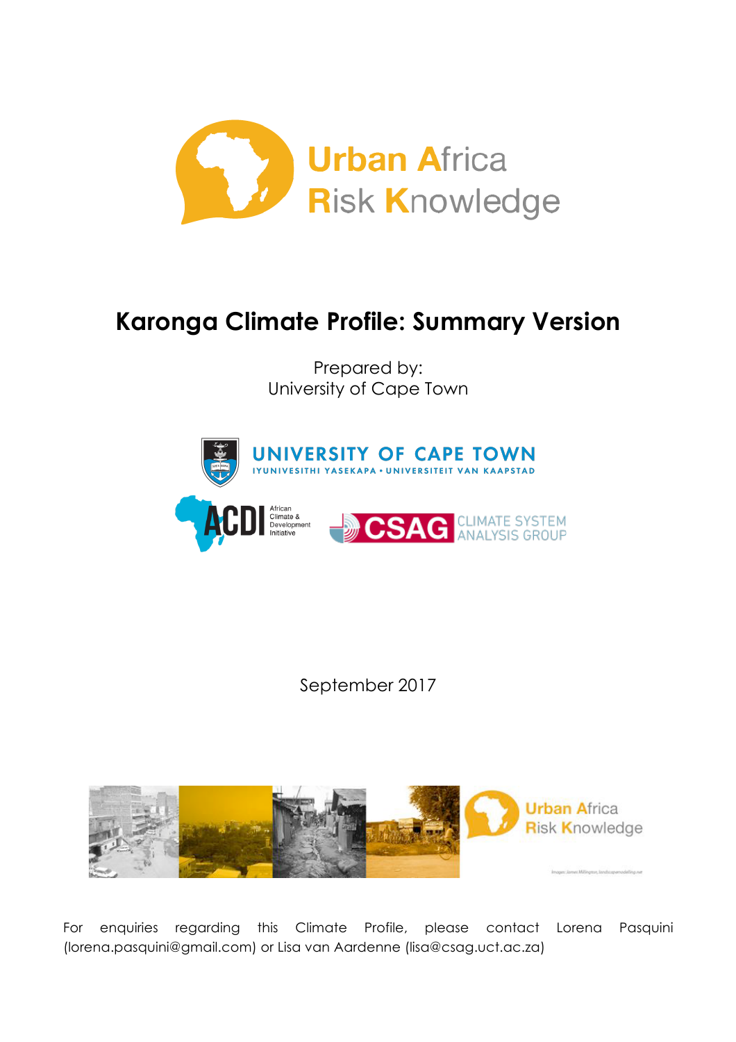Urban Africa
Risk Knowledge

# Karonga Climate Profile: Summary Version

Prepared by:
University of Cape Town

UNIVERSITY OF CAPE TOWN
IYUNIVESITHI YASEKAPA • UNIVERSITEIT VAN KAAPSTAD

ACDI African Climate & Development Initiative

CSAG CLIMATE SYSTEM ANALYSIS GROUP

September 2017

For enquiries regarding this Climate Profile, please contact Lorena Pasquini (lorena.pasquini@gmail.com) or Lisa van Aardenne (lisa@csag.uct.ac.za)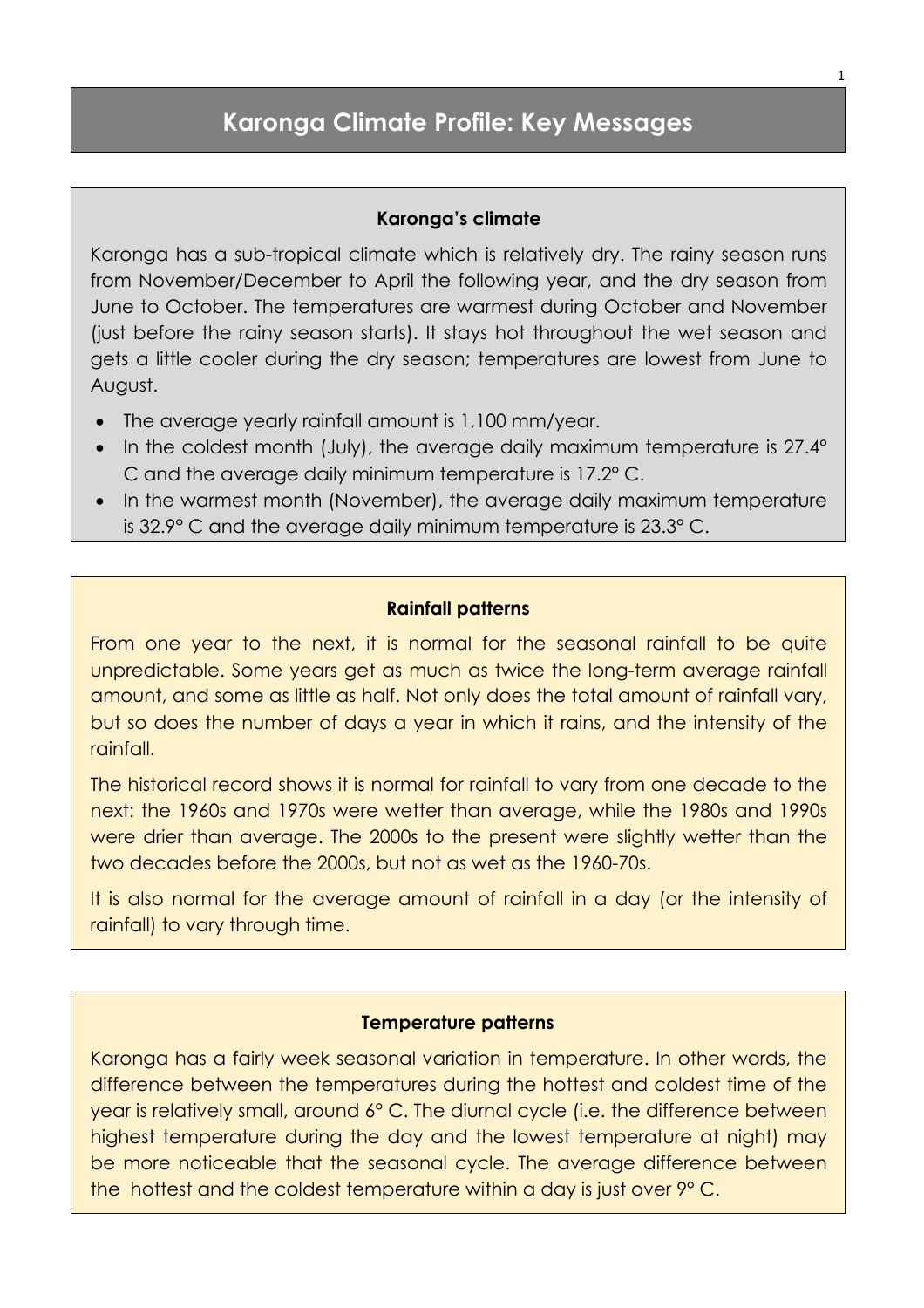# Karonga Climate Profile: Key Messages

### Karonga's climate

Karonga has a sub-tropical climate which is relatively dry. The rainy season runs from November/December to April the following year, and the dry season from June to October. The temperatures are warmest during October and November (just before the rainy season starts). It stays hot throughout the wet season and gets a little cooler during the dry season; temperatures are lowest from June to August.

- The average yearly rainfall amount is 1,100 mm/year.
- In the coldest month (July), the average daily maximum temperature is 27.4° C and the average daily minimum temperature is 17.2° C.
- In the warmest month (November), the average daily maximum temperature is 32.9° C and the average daily minimum temperature is 23.3° C.

### Rainfall patterns

From one year to the next, it is normal for the seasonal rainfall to be quite unpredictable. Some years get as much as twice the long-term average rainfall amount, and some as little as half. Not only does the total amount of rainfall vary, but so does the number of days a year in which it rains, and the intensity of the rainfall.

The historical record shows it is normal for rainfall to vary from one decade to the next: the 1960s and 1970s were wetter than average, while the 1980s and 1990s were drier than average. The 2000s to the present were slightly wetter than the two decades before the 2000s, but not as wet as the 1960-70s.

It is also normal for the average amount of rainfall in a day (or the intensity of rainfall) to vary through time.

### Temperature patterns

Karonga has a fairly week seasonal variation in temperature. In other words, the difference between the temperatures during the hottest and coldest time of the year is relatively small, around 6° C. The diurnal cycle (i.e. the difference between highest temperature during the day and the lowest temperature at night) may be more noticeable that the seasonal cycle. The average difference between the hottest and the coldest temperature within a day is just over 9° C.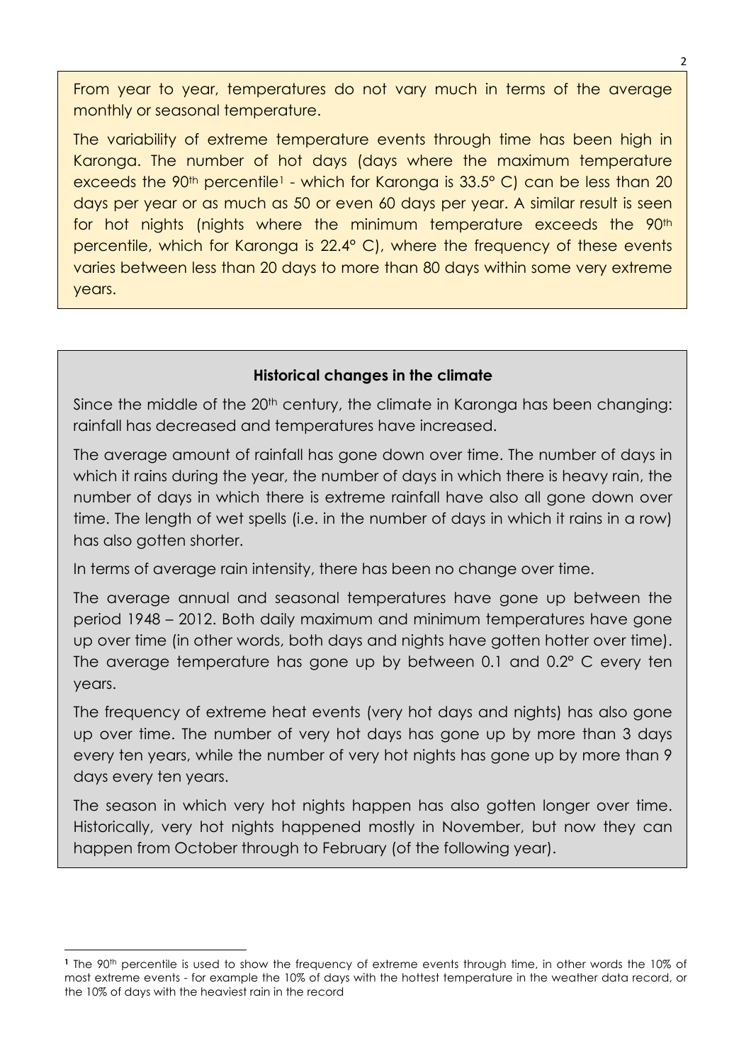From year to year, temperatures do not vary much in terms of the average monthly or seasonal temperature.

The variability of extreme temperature events through time has been high in Karonga. The number of hot days (days where the maximum temperature exceeds the 90th percentile[1] - which for Karonga is 33.5° C) can be less than 20 days per year or as much as 50 or even 60 days per year. A similar result is seen for hot nights (nights where the minimum temperature exceeds the 90th percentile, which for Karonga is 22.4° C), where the frequency of these events varies between less than 20 days to more than 80 days within some very extreme years.

## Historical changes in the climate

Since the middle of the 20th century, the climate in Karonga has been changing: rainfall has decreased and temperatures have increased.

The average amount of rainfall has gone down over time. The number of days in which it rains during the year, the number of days in which there is heavy rain, the number of days in which there is extreme rainfall have also all gone down over time. The length of wet spells (i.e. in the number of days in which it rains in a row) has also gotten shorter.

In terms of average rain intensity, there has been no change over time.

The average annual and seasonal temperatures have gone up between the period 1948 – 2012. Both daily maximum and minimum temperatures have gone up over time (in other words, both days and nights have gotten hotter over time). The average temperature has gone up by between 0.1 and 0.2° C every ten years.

The frequency of extreme heat events (very hot days and nights) has also gone up over time. The number of very hot days has gone up by more than 3 days every ten years, while the number of very hot nights has gone up by more than 9 days every ten years.

The season in which very hot nights happen has also gotten longer over time. Historically, very hot nights happened mostly in November, but now they can happen from October through to February (of the following year).

[1] The 90th percentile is used to show the frequency of extreme events through time, in other words the 10% of most extreme events - for example the 10% of days with the hottest temperature in the weather data record, or the 10% of days with the heaviest rain in the record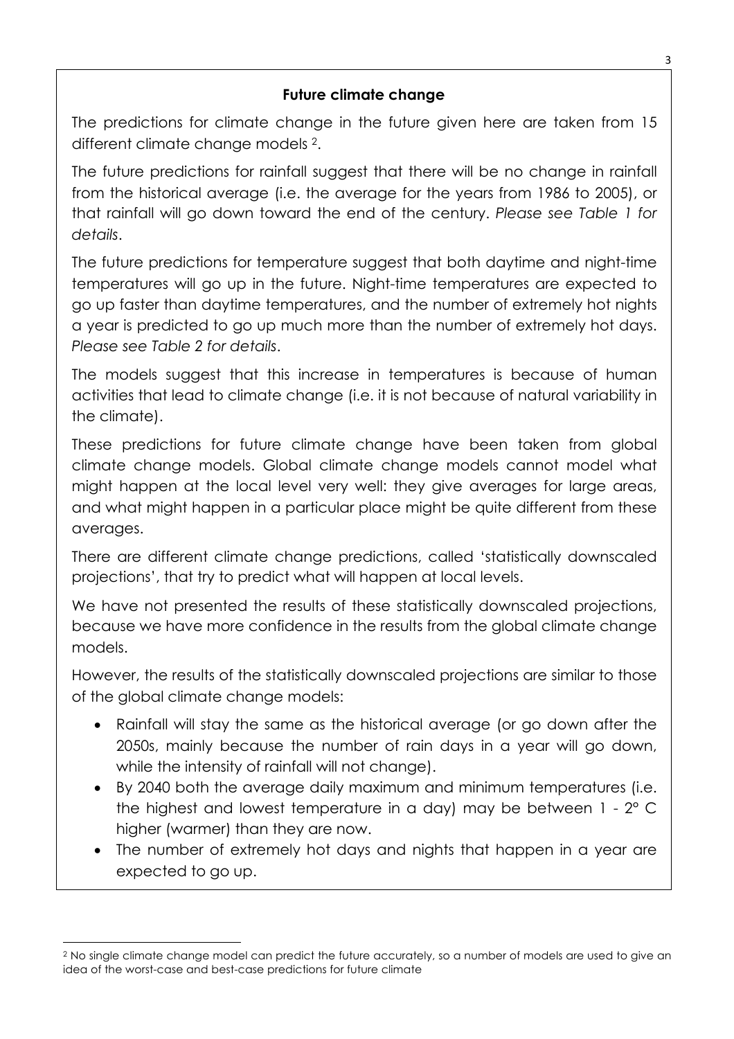## Future climate change

The predictions for climate change in the future given here are taken from 15 different climate change models [2].

The future predictions for rainfall suggest that there will be no change in rainfall from the historical average (i.e. the average for the years from 1986 to 2005), or that rainfall will go down toward the end of the century. *Please see Table 1 for details*.

The future predictions for temperature suggest that both daytime and night-time temperatures will go up in the future. Night-time temperatures are expected to go up faster than daytime temperatures, and the number of extremely hot nights a year is predicted to go up much more than the number of extremely hot days. *Please see Table 2 for details*.

The models suggest that this increase in temperatures is because of human activities that lead to climate change (i.e. it is not because of natural variability in the climate).

These predictions for future climate change have been taken from global climate change models. Global climate change models cannot model what might happen at the local level very well: they give averages for large areas, and what might happen in a particular place might be quite different from these averages.

There are different climate change predictions, called 'statistically downscaled projections', that try to predict what will happen at local levels.

We have not presented the results of these statistically downscaled projections, because we have more confidence in the results from the global climate change models.

However, the results of the statistically downscaled projections are similar to those of the global climate change models:

- Rainfall will stay the same as the historical average (or go down after the 2050s, mainly because the number of rain days in a year will go down, while the intensity of rainfall will not change).
- By 2040 both the average daily maximum and minimum temperatures (i.e. the highest and lowest temperature in a day) may be between 1 - 2° C higher (warmer) than they are now.
- The number of extremely hot days and nights that happen in a year are expected to go up.

[2] No single climate change model can predict the future accurately, so a number of models are used to give an idea of the worst-case and best-case predictions for future climate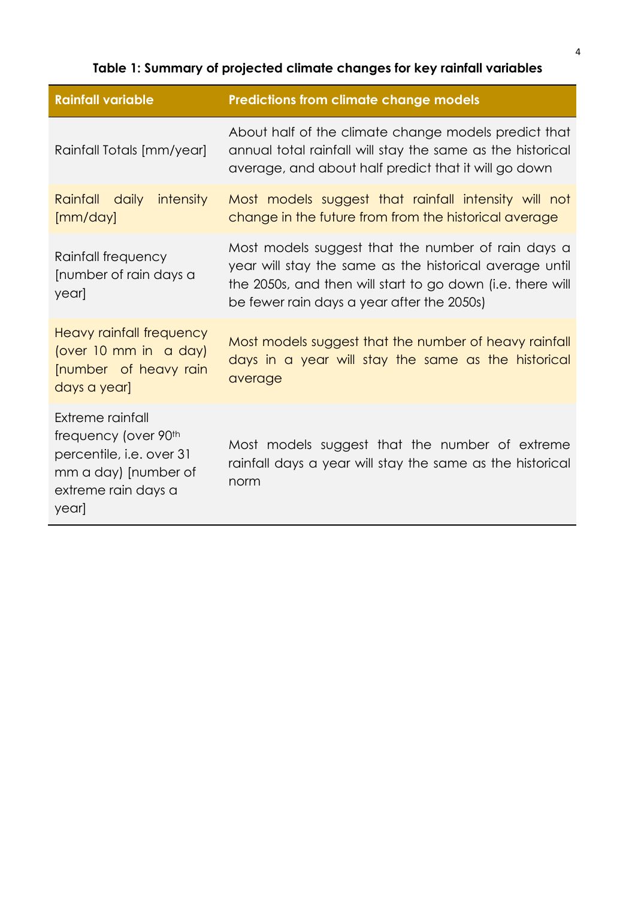**Table 1: Summary of projected climate changes for key rainfall variables**

| Rainfall variable | Predictions from climate change models |
|---|---|
| Rainfall Totals [mm/year] | About half of the climate change models predict that annual total rainfall will stay the same as the historical average, and about half predict that it will go down |
| Rainfall daily intensity [mm/day] | Most models suggest that rainfall intensity will not change in the future from from the historical average |
| Rainfall frequency [number of rain days a year] | Most models suggest that the number of rain days a year will stay the same as the historical average until the 2050s, and then will start to go down (i.e. there will be fewer rain days a year after the 2050s) |
| Heavy rainfall frequency (over 10 mm in a day) [number of heavy rain days a year] | Most models suggest that the number of heavy rainfall days in a year will stay the same as the historical average |
| Extreme rainfall frequency (over 90th percentile, i.e. over 31 mm a day) [number of extreme rain days a year] | Most models suggest that the number of extreme rainfall days a year will stay the same as the historical norm |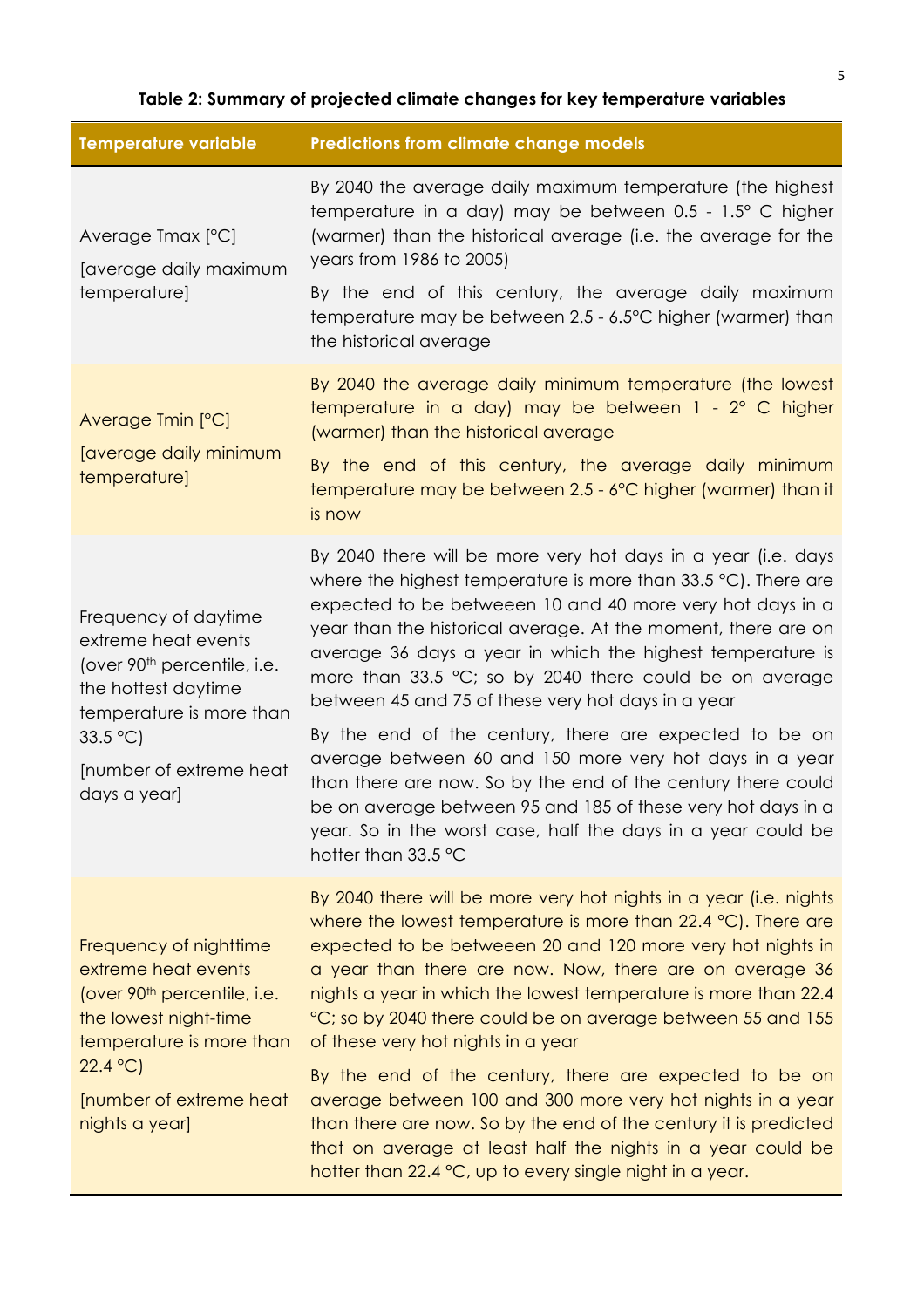**Table 2: Summary of projected climate changes for key temperature variables**

| Temperature variable | Predictions from climate change models |
|---|---|
| Average Tmax [°C]<br><br>[average daily maximum temperature] | By 2040 the average daily maximum temperature (the highest temperature in a day) may be between 0.5 - 1.5° C higher (warmer) than the historical average (i.e. the average for the years from 1986 to 2005)<br><br>By the end of this century, the average daily maximum temperature may be between 2.5 - 6.5°C higher (warmer) than the historical average |
| Average Tmin [°C]<br><br>[average daily minimum temperature] | By 2040 the average daily minimum temperature (the lowest temperature in a day) may be between 1 - 2° C higher (warmer) than the historical average<br><br>By the end of this century, the average daily minimum temperature may be between 2.5 - 6°C higher (warmer) than it is now |
| Frequency of daytime extreme heat events (over 90th percentile, i.e. the hottest daytime temperature is more than 33.5 °C)<br><br>[number of extreme heat days a year] | By 2040 there will be more very hot days in a year (i.e. days where the highest temperature is more than 33.5 °C). There are expected to be betweeen 10 and 40 more very hot days in a year than the historical average. At the moment, there are on average 36 days a year in which the highest temperature is more than 33.5 °C; so by 2040 there could be on average between 45 and 75 of these very hot days in a year<br><br>By the end of the century, there are expected to be on average between 60 and 150 more very hot days in a year than there are now. So by the end of the century there could be on average between 95 and 185 of these very hot days in a year. So in the worst case, half the days in a year could be hotter than 33.5 °C |
| Frequency of nighttime extreme heat events (over 90th percentile, i.e. the lowest night-time temperature is more than 22.4 °C)<br><br>[number of extreme heat nights a year] | By 2040 there will be more very hot nights in a year (i.e. nights where the lowest temperature is more than 22.4 °C). There are expected to be betweeen 20 and 120 more very hot nights in a year than there are now. Now, there are on average 36 nights a year in which the lowest temperature is more than 22.4 °C; so by 2040 there could be on average between 55 and 155 of these very hot nights in a year<br><br>By the end of the century, there are expected to be on average between 100 and 300 more very hot nights in a year than there are now. So by the end of the century it is predicted that on average at least half the nights in a year could be hotter than 22.4 °C, up to every single night in a year. |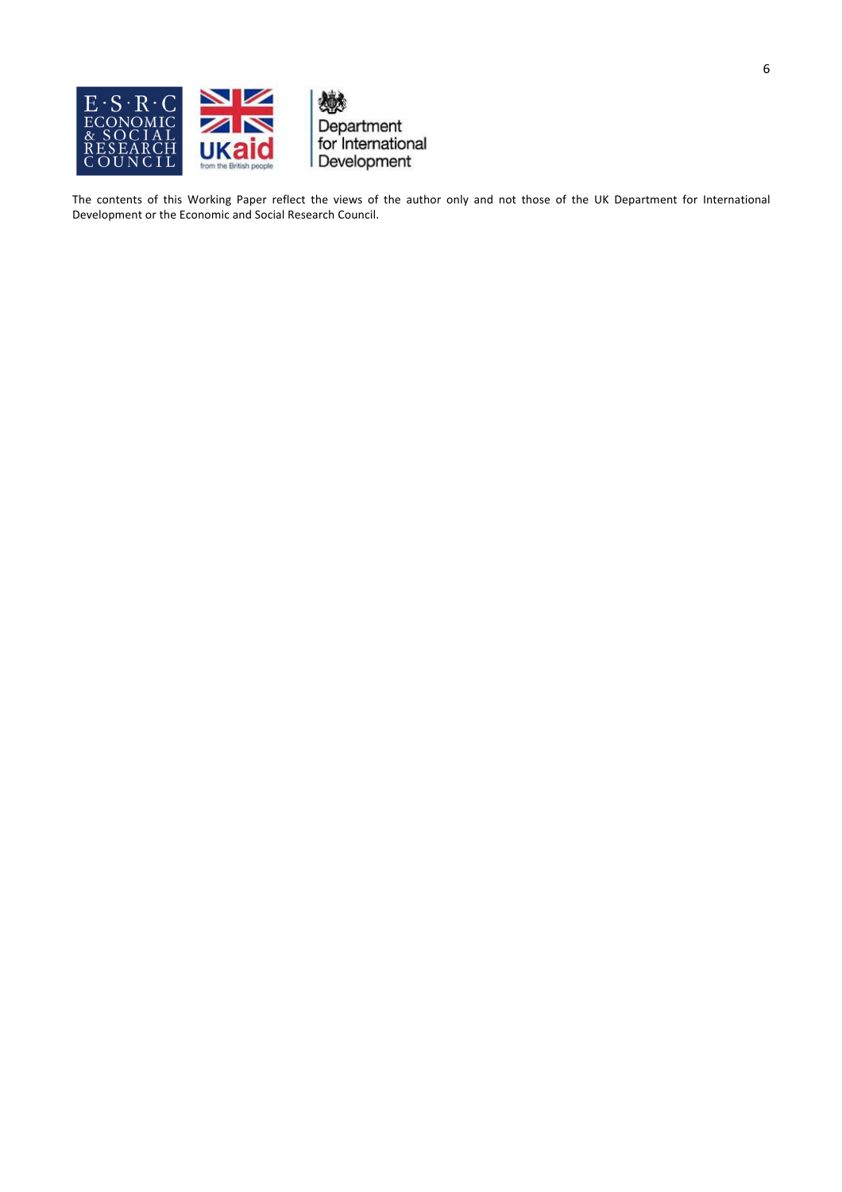The contents of this Working Paper reflect the views of the author only and not those of the UK Department for International Development or the Economic and Social Research Council.